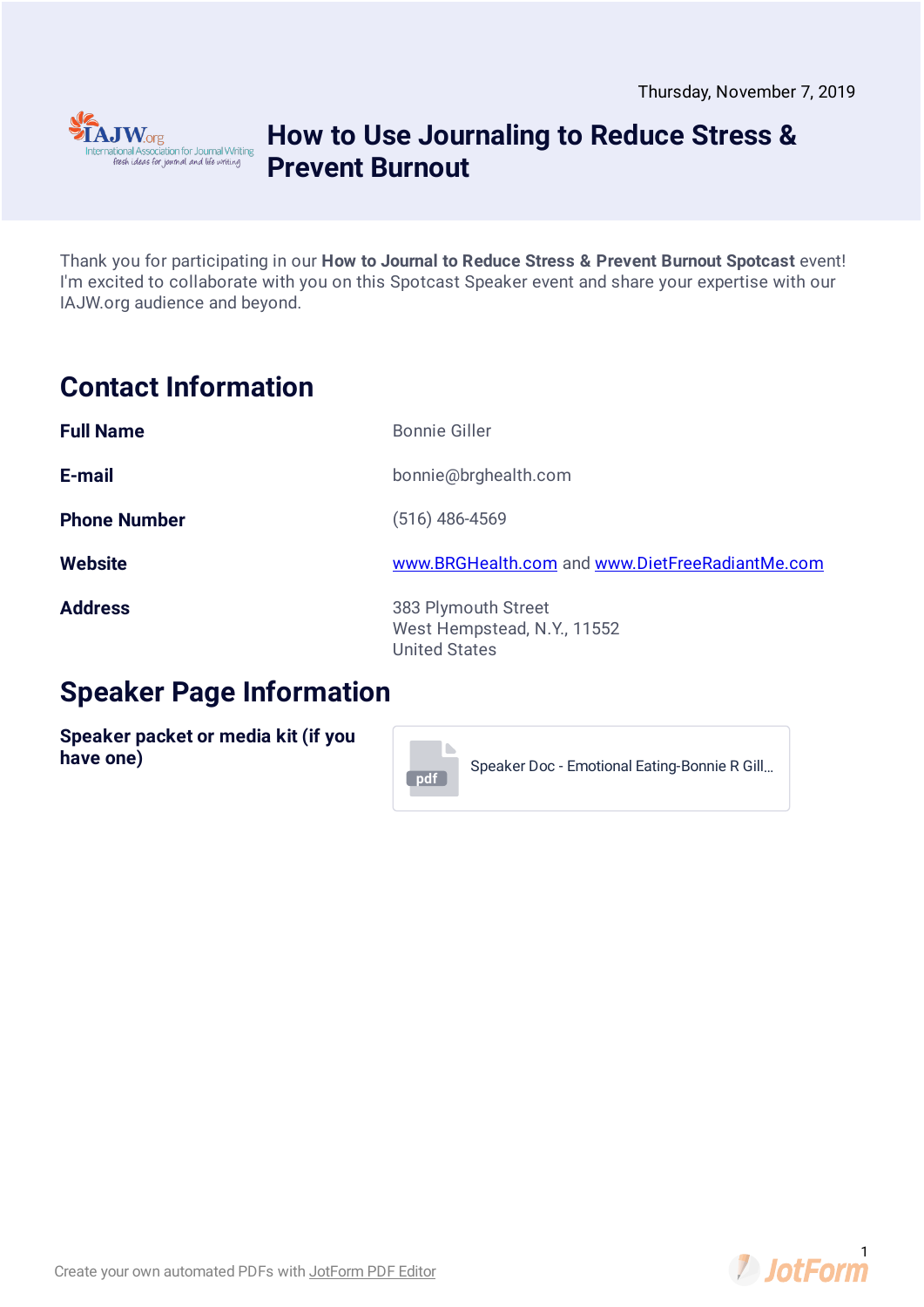Thursday, November 7, 2019

# How to Use Journaling to Reduce Stress & Prevent Burnout

Thank you for participating in our **How to Journal to Reduce Stress & Prevent Burnout Spotcast** event! I'm excited to collaborate with you on this Spotcast Speaker event and share your expertise with our IAJW.org audience and beyond.

## Contact Information

| | |
|---|---|
| **Full Name** | Bonnie Giller |
| **E-mail** | bonnie@brghealth.com |
| **Phone Number** | (516) 486-4569 |
| **Website** | www.BRGHealth.com and www.DietFreeRadiantMe.com |
| **Address** | 383 Plymouth Street<br>West Hempstead, N.Y., 11552<br>United States |

## Speaker Page Information

| | |
|---|---|
| **Speaker packet or media kit (if you have one)** | pdf Speaker Doc - Emotional Eating-Bonnie R Gill... |

Create your own automated PDFs with JotForm PDF Editor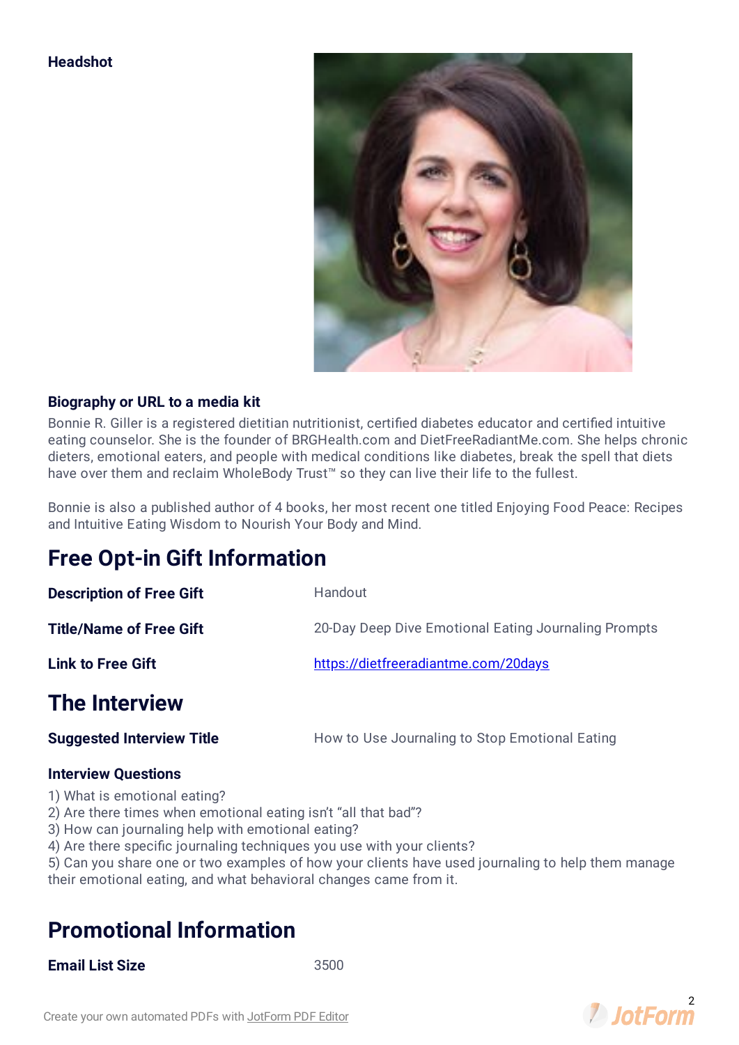**Headshot**

**Biography or URL to a media kit**

Bonnie R. Giller is a registered dietitian nutritionist, certified diabetes educator and certified intuitive eating counselor. She is the founder of BRGHealth.com and DietFreeRadiantMe.com. She helps chronic dieters, emotional eaters, and people with medical conditions like diabetes, break the spell that diets have over them and reclaim WholeBody Trust™ so they can live their life to the fullest.

Bonnie is also a published author of 4 books, her most recent one titled Enjoying Food Peace: Recipes and Intuitive Eating Wisdom to Nourish Your Body and Mind.

## Free Opt-in Gift Information

| | |
|---|---|
| **Description of Free Gift** | Handout |
| **Title/Name of Free Gift** | 20-Day Deep Dive Emotional Eating Journaling Prompts |
| **Link to Free Gift** | https://dietfreeradiantme.com/20days |

## The Interview

| | |
|---|---|
| **Suggested Interview Title** | How to Use Journaling to Stop Emotional Eating |

**Interview Questions**

1) What is emotional eating?
2) Are there times when emotional eating isn't "all that bad"?
3) How can journaling help with emotional eating?
4) Are there specific journaling techniques you use with your clients?
5) Can you share one or two examples of how your clients have used journaling to help them manage their emotional eating, and what behavioral changes came from it.

## Promotional Information

| | |
|---|---|
| **Email List Size** | 3500 |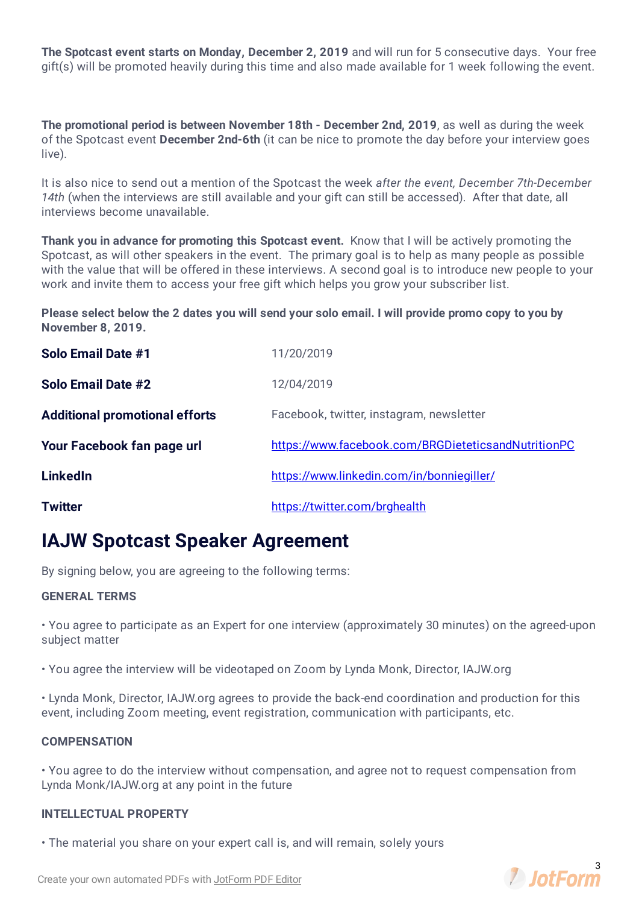**The Spotcast event starts on Monday, December 2, 2019** and will run for 5 consecutive days. Your free gift(s) will be promoted heavily during this time and also made available for 1 week following the event.

**The promotional period is between November 18th - December 2nd, 2019**, as well as during the week of the Spotcast event **December 2nd-6th** (it can be nice to promote the day before your interview goes live).

It is also nice to send out a mention of the Spotcast the week *after the event, December 7th-December 14th* (when the interviews are still available and your gift can still be accessed). After that date, all interviews become unavailable.

**Thank you in advance for promoting this Spotcast event.** Know that I will be actively promoting the Spotcast, as will other speakers in the event. The primary goal is to help as many people as possible with the value that will be offered in these interviews. A second goal is to introduce new people to your work and invite them to access your free gift which helps you grow your subscriber list.

**Please select below the 2 dates you will send your solo email. I will provide promo copy to you by November 8, 2019.**

| | |
|---|---|
| **Solo Email Date #1** | 11/20/2019 |
| **Solo Email Date #2** | 12/04/2019 |
| **Additional promotional efforts** | Facebook, twitter, instagram, newsletter |
| **Your Facebook fan page url** | https://www.facebook.com/BRGDieteticsandNutritionPC |
| **LinkedIn** | https://www.linkedin.com/in/bonniegiller/ |
| **Twitter** | https://twitter.com/brghealth |

# IAJW Spotcast Speaker Agreement

By signing below, you are agreeing to the following terms:

**GENERAL TERMS**

• You agree to participate as an Expert for one interview (approximately 30 minutes) on the agreed-upon subject matter

• You agree the interview will be videotaped on Zoom by Lynda Monk, Director, IAJW.org

• Lynda Monk, Director, IAJW.org agrees to provide the back-end coordination and production for this event, including Zoom meeting, event registration, communication with participants, etc.

**COMPENSATION**

• You agree to do the interview without compensation, and agree not to request compensation from Lynda Monk/IAJW.org at any point in the future

**INTELLECTUAL PROPERTY**

• The material you share on your expert call is, and will remain, solely yours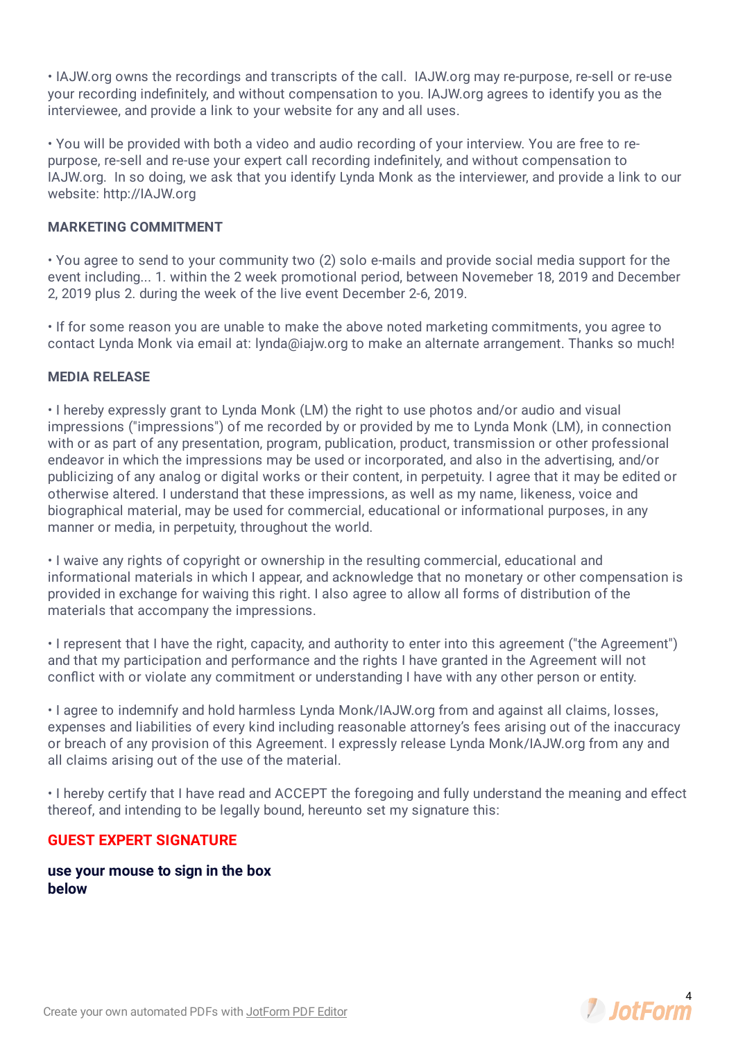• IAJW.org owns the recordings and transcripts of the call.  IAJW.org may re-purpose, re-sell or re-use your recording indefinitely, and without compensation to you. IAJW.org agrees to identify you as the interviewee, and provide a link to your website for any and all uses.

• You will be provided with both a video and audio recording of your interview. You are free to re-purpose, re-sell and re-use your expert call recording indefinitely, and without compensation to IAJW.org.  In so doing, we ask that you identify Lynda Monk as the interviewer, and provide a link to our website: http://IAJW.org

**MARKETING COMMITMENT**

• You agree to send to your community two (2) solo e-mails and provide social media support for the event including... 1. within the 2 week promotional period, between Novemeber 18, 2019 and December 2, 2019 plus 2. during the week of the live event December 2-6, 2019.

• If for some reason you are unable to make the above noted marketing commitments, you agree to contact Lynda Monk via email at: lynda@iajw.org to make an alternate arrangement. Thanks so much!

**MEDIA RELEASE**

• I hereby expressly grant to Lynda Monk (LM) the right to use photos and/or audio and visual impressions ("impressions") of me recorded by or provided by me to Lynda Monk (LM), in connection with or as part of any presentation, program, publication, product, transmission or other professional endeavor in which the impressions may be used or incorporated, and also in the advertising, and/or publicizing of any analog or digital works or their content, in perpetuity. I agree that it may be edited or otherwise altered. I understand that these impressions, as well as my name, likeness, voice and biographical material, may be used for commercial, educational or informational purposes, in any manner or media, in perpetuity, throughout the world.

• I waive any rights of copyright or ownership in the resulting commercial, educational and informational materials in which I appear, and acknowledge that no monetary or other compensation is provided in exchange for waiving this right. I also agree to allow all forms of distribution of the materials that accompany the impressions.

• I represent that I have the right, capacity, and authority to enter into this agreement ("the Agreement") and that my participation and performance and the rights I have granted in the Agreement will not conflict with or violate any commitment or understanding I have with any other person or entity.

• I agree to indemnify and hold harmless Lynda Monk/IAJW.org from and against all claims, losses, expenses and liabilities of every kind including reasonable attorney's fees arising out of the inaccuracy or breach of any provision of this Agreement. I expressly release Lynda Monk/IAJW.org from any and all claims arising out of the use of the material.

• I hereby certify that I have read and ACCEPT the foregoing and fully understand the meaning and effect thereof, and intending to be legally bound, hereunto set my signature this:

**GUEST EXPERT SIGNATURE**

**use your mouse to sign in the box below**

Create your own automated PDFs with JotForm PDF Editor